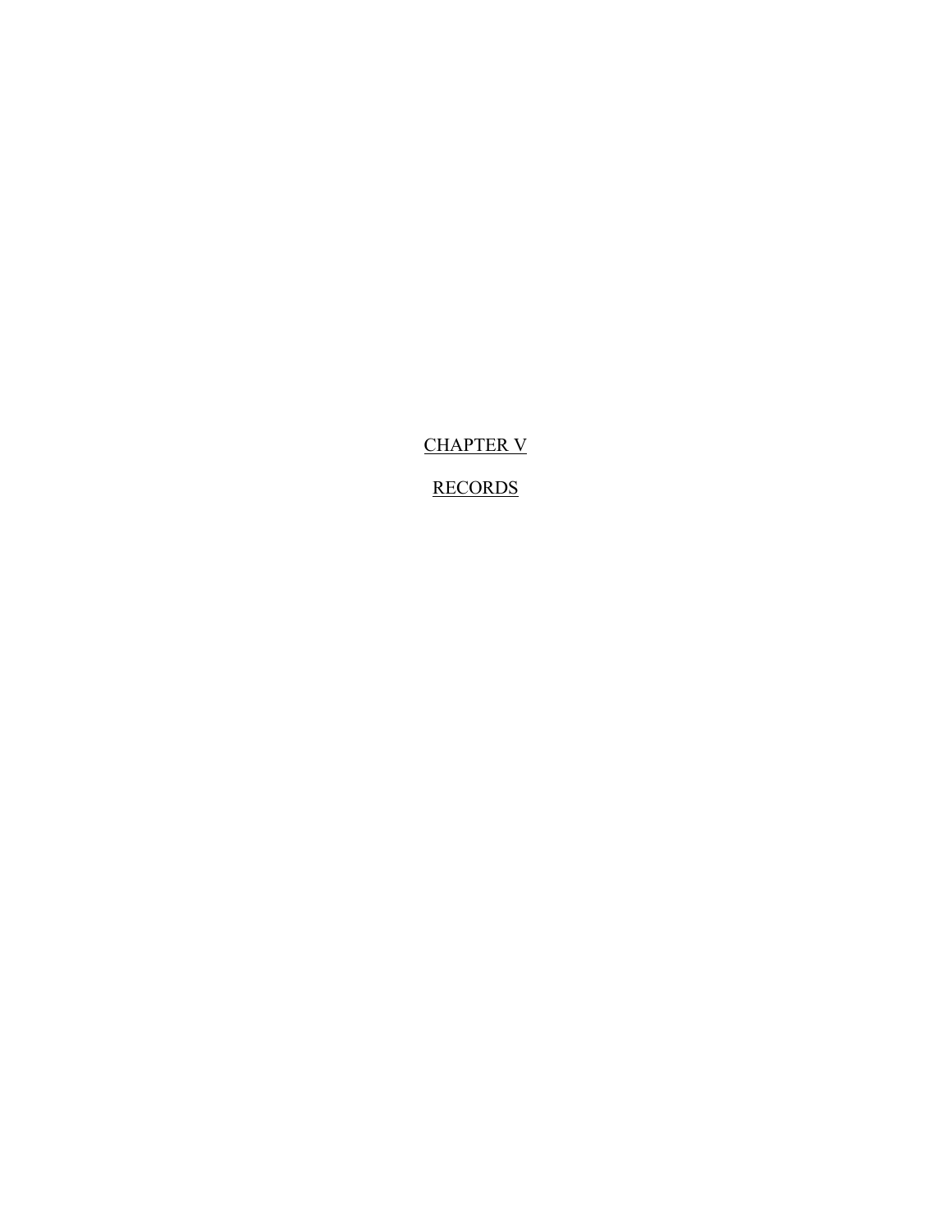# CHAPTER V

# RECORDS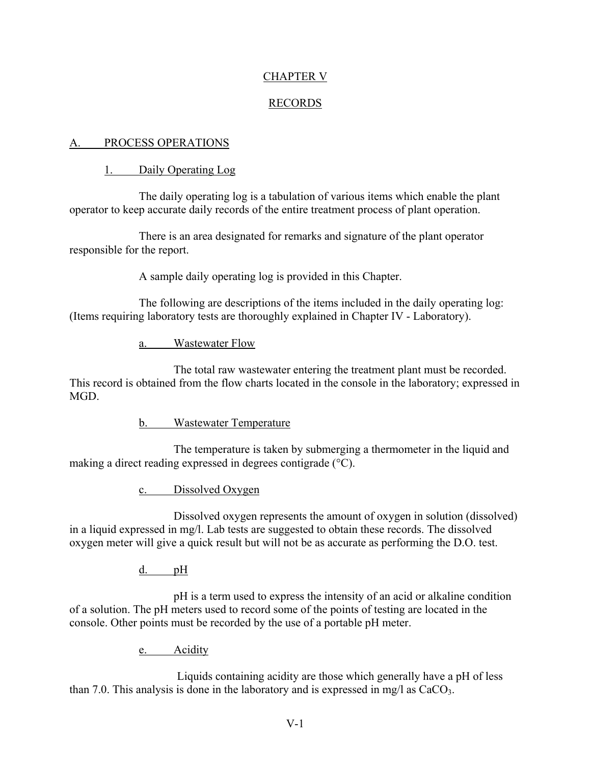# CHAPTER V

# RECORDS

## A. PROCESS OPERATIONS

### 1. Daily Operating Log

The daily operating log is a tabulation of various items which enable the plant operator to keep accurate daily records of the entire treatment process of plant operation.

There is an area designated for remarks and signature of the plant operator responsible for the report.

A sample daily operating log is provided in this Chapter.

The following are descriptions of the items included in the daily operating log: (Items requiring laboratory tests are thoroughly explained in Chapter IV - Laboratory).

#### a. Wastewater Flow

The total raw wastewater entering the treatment plant must be recorded. This record is obtained from the flow charts located in the console in the laboratory; expressed in MGD.

#### b. Wastewater Temperature

The temperature is taken by submerging a thermometer in the liquid and making a direct reading expressed in degrees contigrade (°C).

#### c. Dissolved Oxygen

Dissolved oxygen represents the amount of oxygen in solution (dissolved) in a liquid expressed in mg/l. Lab tests are suggested to obtain these records. The dissolved oxygen meter will give a quick result but will not be as accurate as performing the D.O. test.

#### d. pH

pH is a term used to express the intensity of an acid or alkaline condition of a solution. The pH meters used to record some of the points of testing are located in the console. Other points must be recorded by the use of a portable pH meter.

#### e. Acidity

Liquids containing acidity are those which generally have a pH of less than 7.0. This analysis is done in the laboratory and is expressed in mg/l as $CaCO_3$.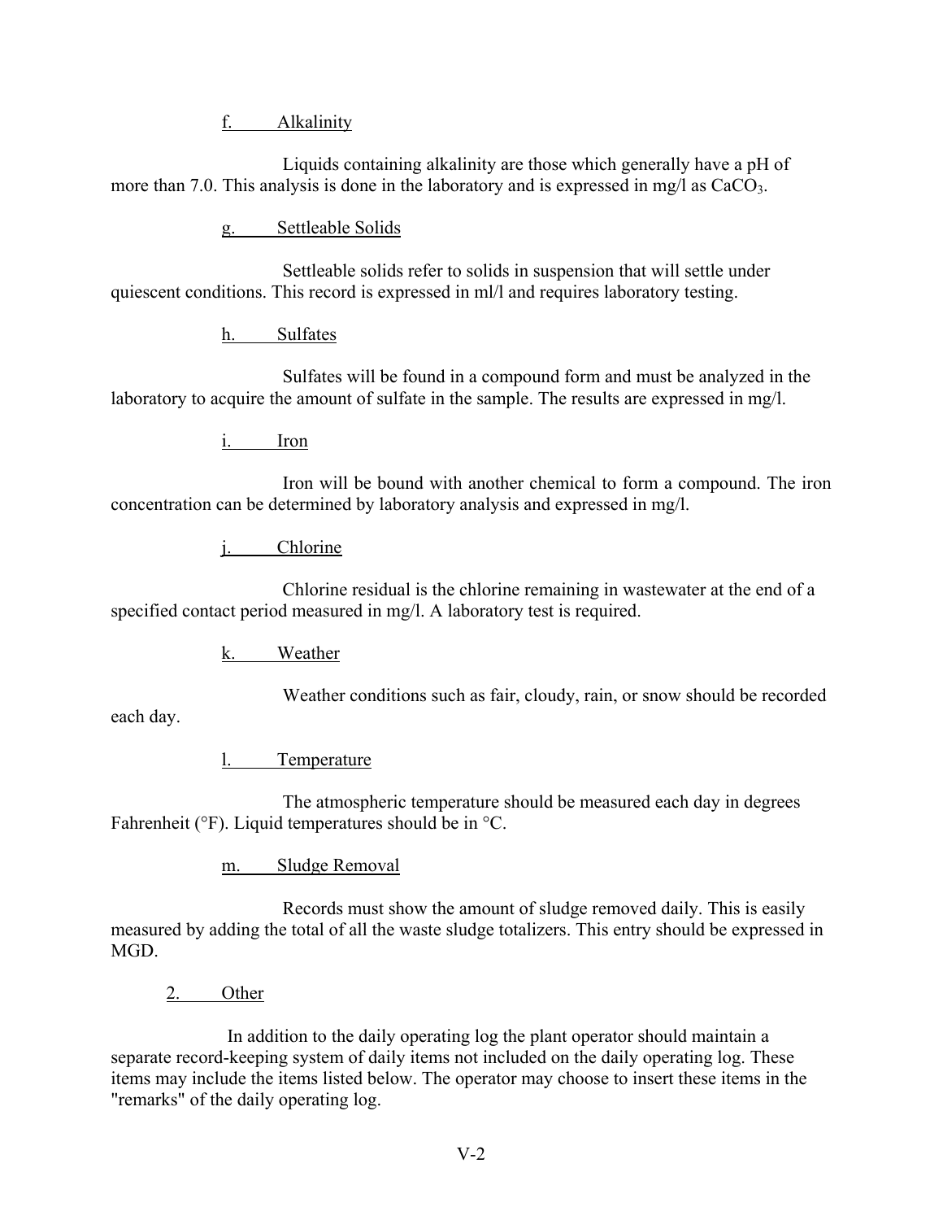f. Alkalinity

Liquids containing alkalinity are those which generally have a pH of more than 7.0. This analysis is done in the laboratory and is expressed in mg/l as $CaCO_3$.

g. Settleable Solids

Settleable solids refer to solids in suspension that will settle under quiescent conditions. This record is expressed in ml/l and requires laboratory testing.

h. Sulfates

Sulfates will be found in a compound form and must be analyzed in the laboratory to acquire the amount of sulfate in the sample. The results are expressed in mg/l.

i. Iron

Iron will be bound with another chemical to form a compound. The iron concentration can be determined by laboratory analysis and expressed in mg/l.

j. Chlorine

Chlorine residual is the chlorine remaining in wastewater at the end of a specified contact period measured in mg/l. A laboratory test is required.

k. Weather

Weather conditions such as fair, cloudy, rain, or snow should be recorded each day.

l. Temperature

The atmospheric temperature should be measured each day in degrees Fahrenheit (°F). Liquid temperatures should be in °C.

m. Sludge Removal

Records must show the amount of sludge removed daily. This is easily measured by adding the total of all the waste sludge totalizers. This entry should be expressed in MGD.

2. Other

In addition to the daily operating log the plant operator should maintain a separate record-keeping system of daily items not included on the daily operating log. These items may include the items listed below. The operator may choose to insert these items in the "remarks" of the daily operating log.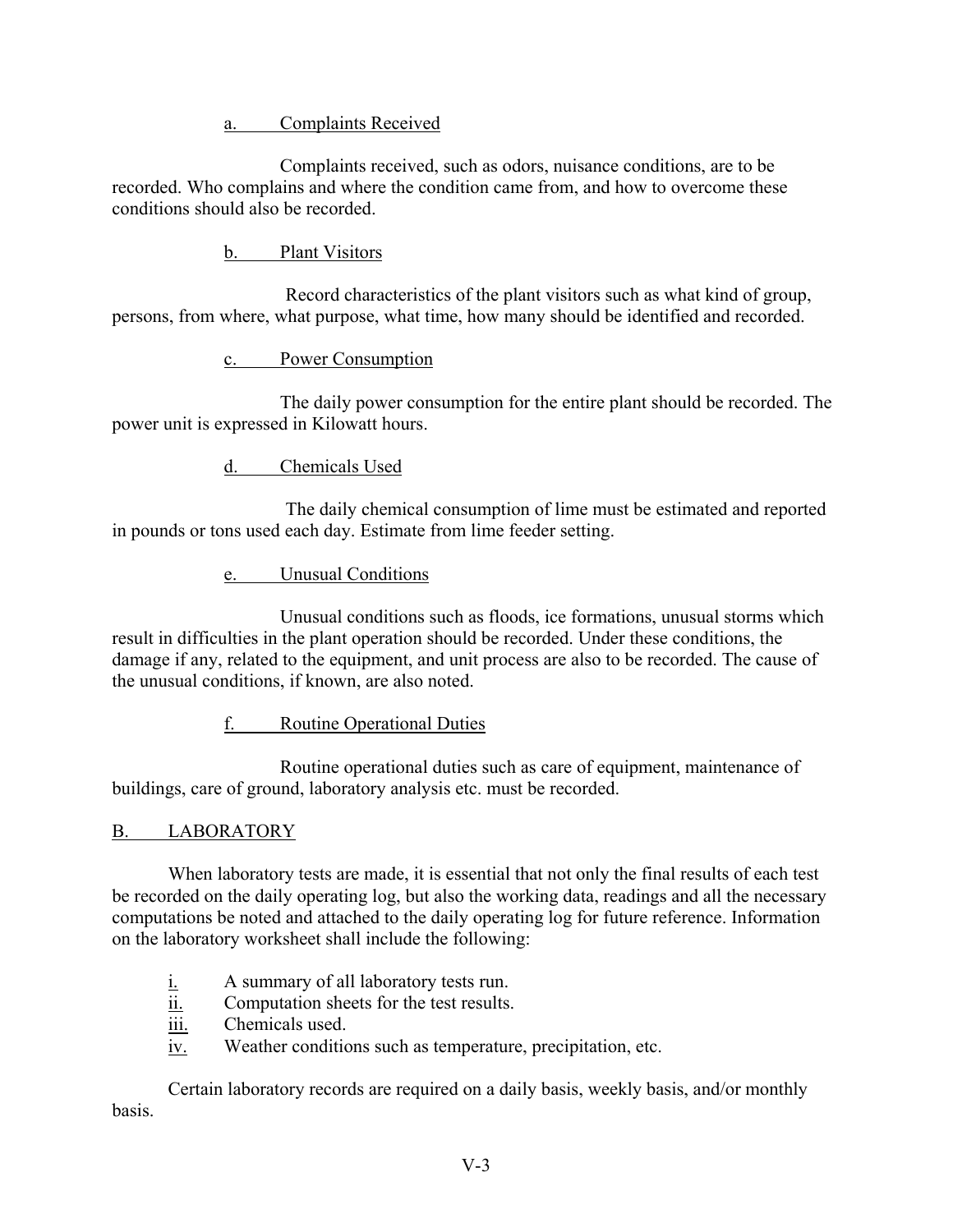a. Complaints Received

Complaints received, such as odors, nuisance conditions, are to be recorded. Who complains and where the condition came from, and how to overcome these conditions should also be recorded.

b. Plant Visitors

Record characteristics of the plant visitors such as what kind of group, persons, from where, what purpose, what time, how many should be identified and recorded.

c. Power Consumption

The daily power consumption for the entire plant should be recorded. The power unit is expressed in Kilowatt hours.

d. Chemicals Used

The daily chemical consumption of lime must be estimated and reported in pounds or tons used each day. Estimate from lime feeder setting.

e. Unusual Conditions

Unusual conditions such as floods, ice formations, unusual storms which result in difficulties in the plant operation should be recorded. Under these conditions, the damage if any, related to the equipment, and unit process are also to be recorded. The cause of the unusual conditions, if known, are also noted.

f. Routine Operational Duties

Routine operational duties such as care of equipment, maintenance of buildings, care of ground, laboratory analysis etc. must be recorded.

## B. LABORATORY

When laboratory tests are made, it is essential that not only the final results of each test be recorded on the daily operating log, but also the working data, readings and all the necessary computations be noted and attached to the daily operating log for future reference. Information on the laboratory worksheet shall include the following:

i. A summary of all laboratory tests run.
ii. Computation sheets for the test results.
iii. Chemicals used.
iv. Weather conditions such as temperature, precipitation, etc.

Certain laboratory records are required on a daily basis, weekly basis, and/or monthly basis.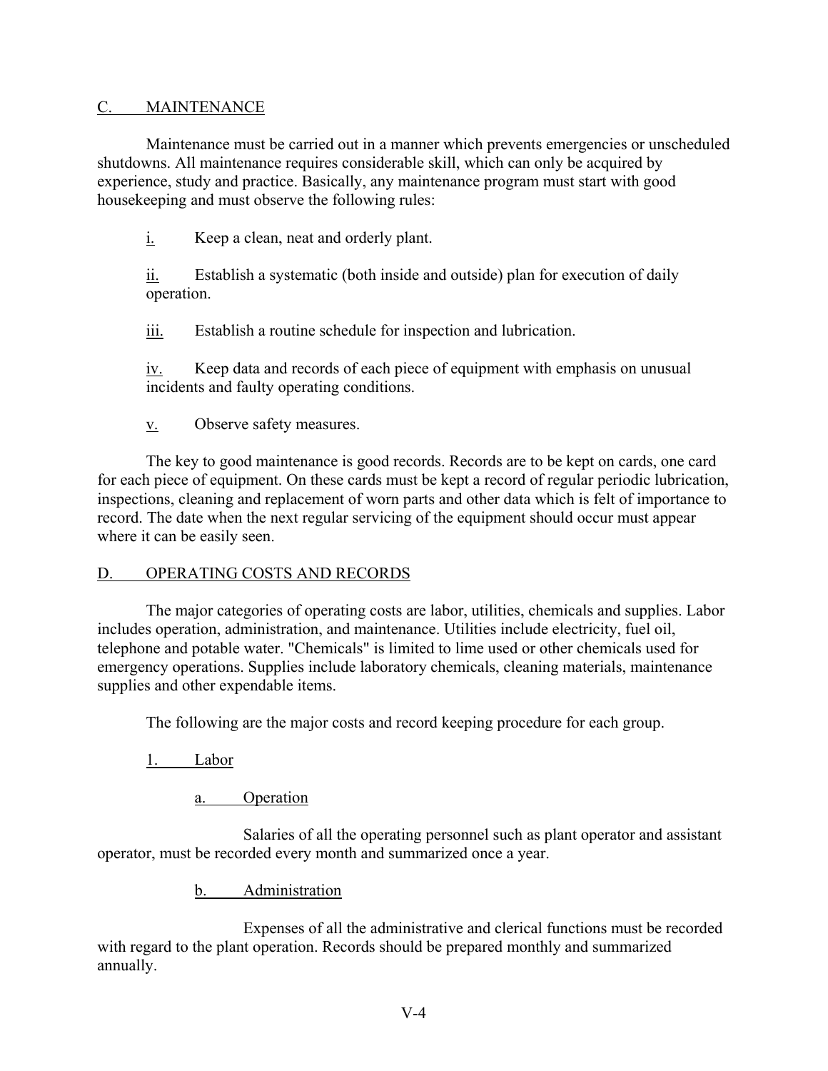## C. MAINTENANCE

Maintenance must be carried out in a manner which prevents emergencies or unscheduled shutdowns. All maintenance requires considerable skill, which can only be acquired by experience, study and practice. Basically, any maintenance program must start with good housekeeping and must observe the following rules:

i. Keep a clean, neat and orderly plant.

ii. Establish a systematic (both inside and outside) plan for execution of daily operation.

iii. Establish a routine schedule for inspection and lubrication.

iv. Keep data and records of each piece of equipment with emphasis on unusual incidents and faulty operating conditions.

v. Observe safety measures.

The key to good maintenance is good records. Records are to be kept on cards, one card for each piece of equipment. On these cards must be kept a record of regular periodic lubrication, inspections, cleaning and replacement of worn parts and other data which is felt of importance to record. The date when the next regular servicing of the equipment should occur must appear where it can be easily seen.

## D. OPERATING COSTS AND RECORDS

The major categories of operating costs are labor, utilities, chemicals and supplies. Labor includes operation, administration, and maintenance. Utilities include electricity, fuel oil, telephone and potable water. "Chemicals" is limited to lime used or other chemicals used for emergency operations. Supplies include laboratory chemicals, cleaning materials, maintenance supplies and other expendable items.

The following are the major costs and record keeping procedure for each group.

### 1. Labor

#### a. Operation

Salaries of all the operating personnel such as plant operator and assistant operator, must be recorded every month and summarized once a year.

#### b. Administration

Expenses of all the administrative and clerical functions must be recorded with regard to the plant operation. Records should be prepared monthly and summarized annually.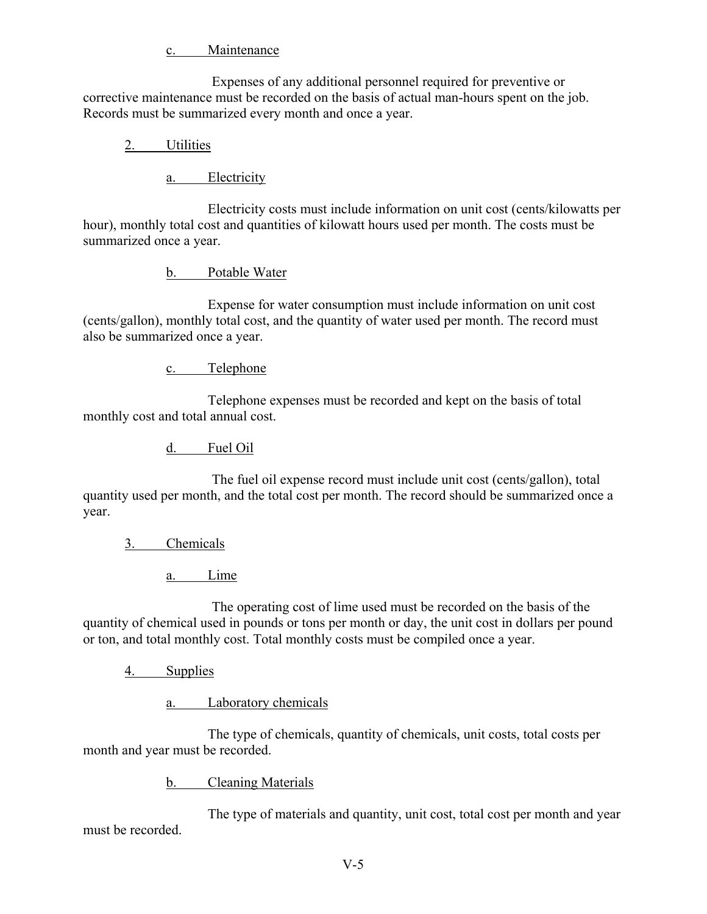c. Maintenance

Expenses of any additional personnel required for preventive or corrective maintenance must be recorded on the basis of actual man-hours spent on the job. Records must be summarized every month and once a year.

2. Utilities

a. Electricity

Electricity costs must include information on unit cost (cents/kilowatts per hour), monthly total cost and quantities of kilowatt hours used per month. The costs must be summarized once a year.

b. Potable Water

Expense for water consumption must include information on unit cost (cents/gallon), monthly total cost, and the quantity of water used per month. The record must also be summarized once a year.

c. Telephone

Telephone expenses must be recorded and kept on the basis of total monthly cost and total annual cost.

d. Fuel Oil

The fuel oil expense record must include unit cost (cents/gallon), total quantity used per month, and the total cost per month. The record should be summarized once a year.

3. Chemicals

a. Lime

The operating cost of lime used must be recorded on the basis of the quantity of chemical used in pounds or tons per month or day, the unit cost in dollars per pound or ton, and total monthly cost. Total monthly costs must be compiled once a year.

4. Supplies

a. Laboratory chemicals

The type of chemicals, quantity of chemicals, unit costs, total costs per month and year must be recorded.

b. Cleaning Materials

The type of materials and quantity, unit cost, total cost per month and year must be recorded.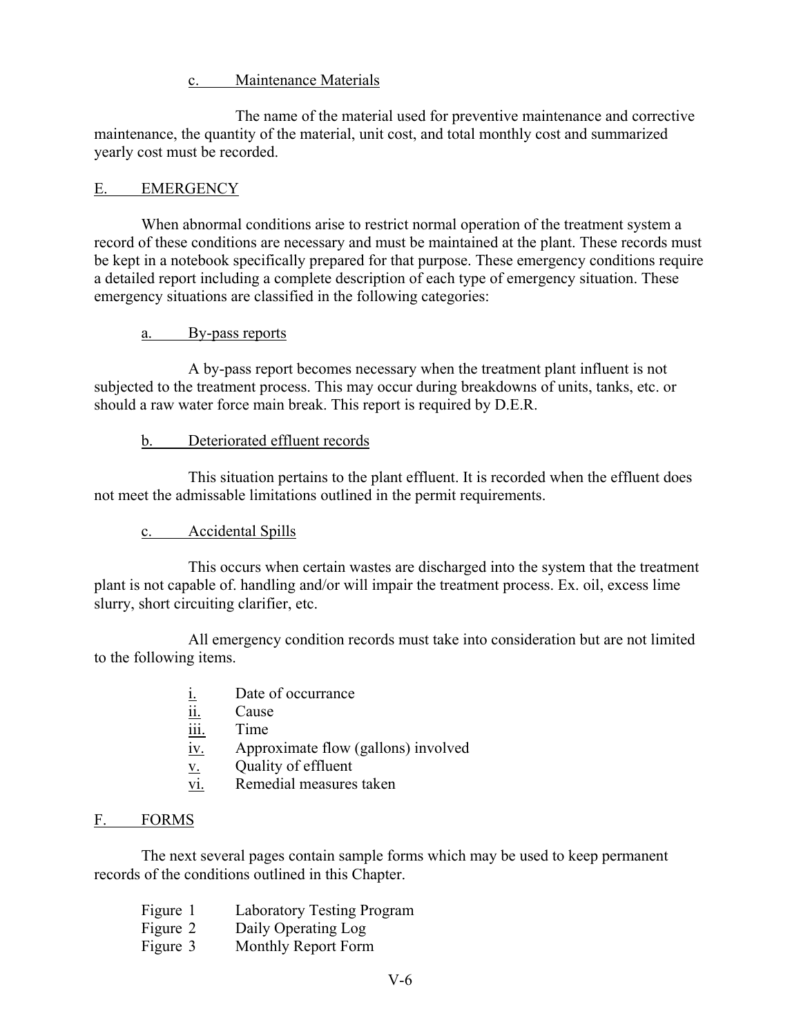c. Maintenance Materials

The name of the material used for preventive maintenance and corrective maintenance, the quantity of the material, unit cost, and total monthly cost and summarized yearly cost must be recorded.

## E. EMERGENCY

When abnormal conditions arise to restrict normal operation of the treatment system a record of these conditions are necessary and must be maintained at the plant. These records must be kept in a notebook specifically prepared for that purpose. These emergency conditions require a detailed report including a complete description of each type of emergency situation. These emergency situations are classified in the following categories:

a. By-pass reports

A by-pass report becomes necessary when the treatment plant influent is not subjected to the treatment process. This may occur during breakdowns of units, tanks, etc. or should a raw water force main break. This report is required by D.E.R.

b. Deteriorated effluent records

This situation pertains to the plant effluent. It is recorded when the effluent does not meet the admissable limitations outlined in the permit requirements.

c. Accidental Spills

This occurs when certain wastes are discharged into the system that the treatment plant is not capable of. handling and/or will impair the treatment process. Ex. oil, excess lime slurry, short circuiting clarifier, etc.

All emergency condition records must take into consideration but are not limited to the following items.

i. Date of occurrance
ii. Cause
iii. Time
iv. Approximate flow (gallons) involved
v. Quality of effluent
vi. Remedial measures taken

## F. FORMS

The next several pages contain sample forms which may be used to keep permanent records of the conditions outlined in this Chapter.

Figure 1 Laboratory Testing Program
Figure 2 Daily Operating Log
Figure 3 Monthly Report Form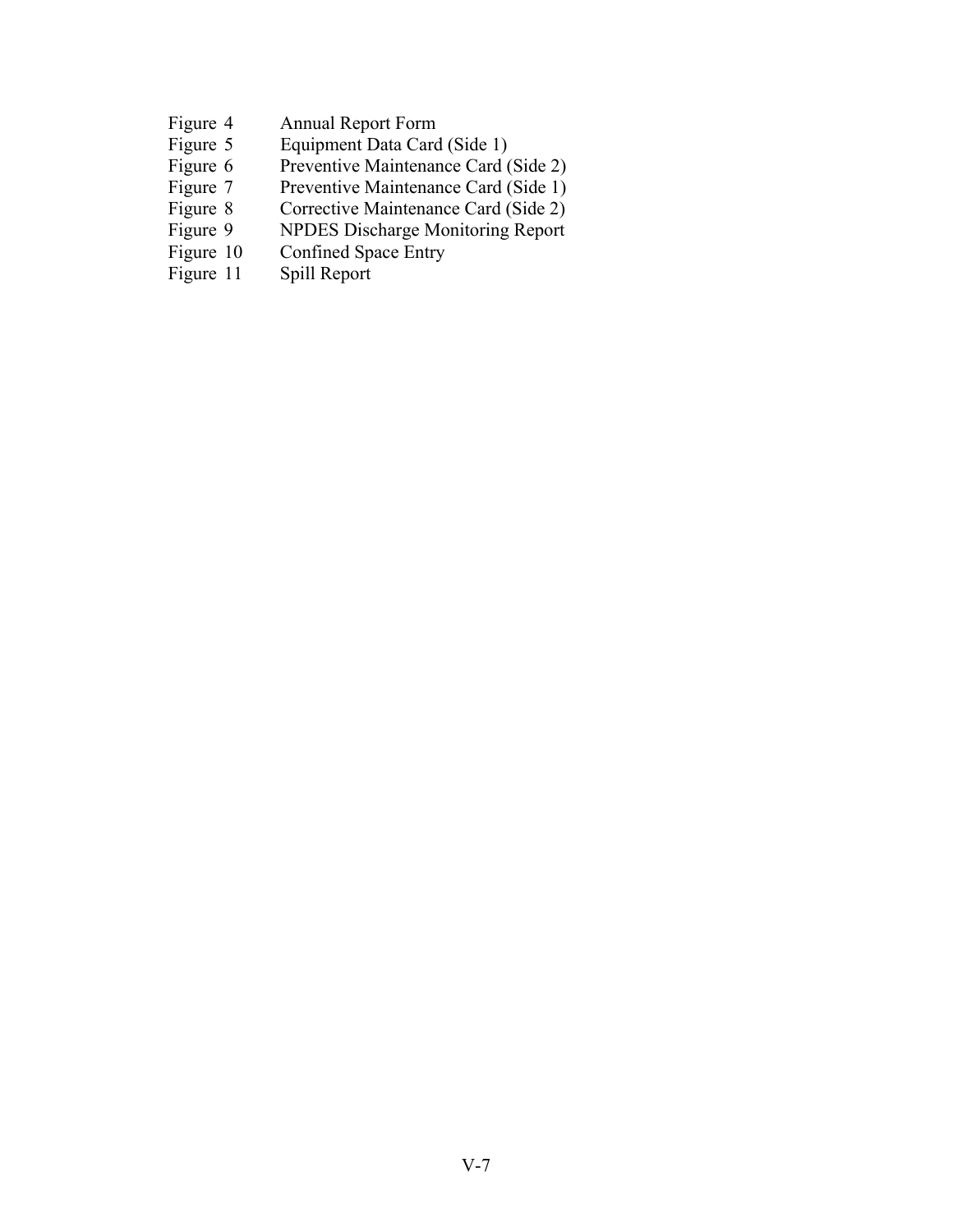| | |
|---|---|
| Figure 4 | Annual Report Form |
| Figure 5 | Equipment Data Card (Side 1) |
| Figure 6 | Preventive Maintenance Card (Side 2) |
| Figure 7 | Preventive Maintenance Card (Side 1) |
| Figure 8 | Corrective Maintenance Card (Side 2) |
| Figure 9 | NPDES Discharge Monitoring Report |
| Figure 10 | Confined Space Entry |
| Figure 11 | Spill Report |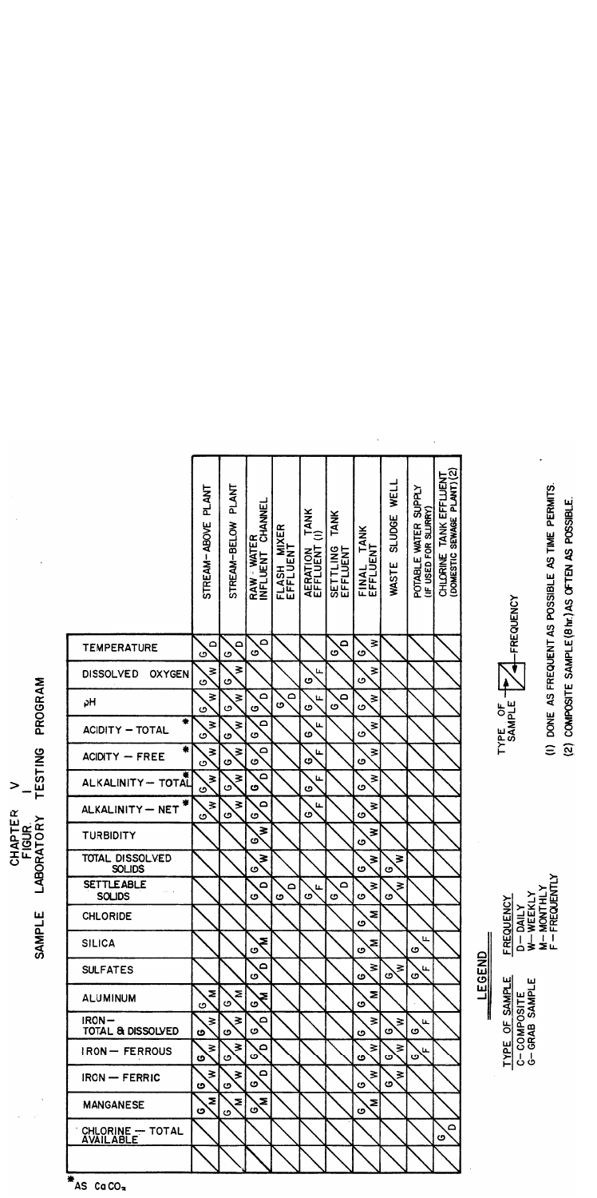# CHAPTER V
## FIGURE I
## SAMPLE LABORATORY TESTING PROGRAM

| Test | STREAM-ABOVE PLANT | STREAM-BELOW PLANT | RAW WATER INFLUENT CHANNEL | FLASH MIXER EFFLUENT | AERATION TANK EFFLUENT (1) | SETTLING TANK EFFLUENT | FINAL TANK EFFLUENT | WASTE SLUDGE WELL | POTABLE WATER SUPPLY (IF USED FOR SLURRY) | CHLORINE TANK EFFLUENT (DOMESTIC SEWAGE PLANT) (2) |
|---|---|---|---|---|---|---|---|---|---|---|
| TEMPERATURE | G/D | G/D | G/D | | | G/D | G/W | | | |
| DISSOLVED OXYGEN | G/W | G/W | | | G/F | G/D | G/W | | | |
| pH | G/W | G/W | G/D | G/D | G/F | G/D | G/W | | | |
| ACIDITY – TOTAL * | G/W | G/W | G/D | | G/F | | G/W | | | |
| ACIDITY – FREE * | G/W | G/W | G/D | | G/F | | G/W | | | |
| ALKALINITY – TOTAL * | G/W | G/W | G/D | | G/F | | G/W | | | |
| ALKALINITY – NET * | G/W | G/W | G/D | | G/F | | G/W | | | |
| TURBIDITY | | | G/W | | | | G/W | | | |
| TOTAL DISSOLVED SOLIDS | | | G/W | | | | G/W | G/W | | |
| SETTLEABLE SOLIDS | | | G/D | G/D | G/F | G/D | G/W | G/W | | |
| CHLORIDE | | | | | | | G/M | | | |
| SILICA | | | G/M | | | | G/M | | G/F | |
| SULFATES | | | G/D | | | | G/W | G/W | G/F | |
| ALUMINUM | G/M | G/M | G/M | | | | G/M | | | |
| IRON – TOTAL & DISSOLVED | G/W | G/W | G/D | | | | G/W | G/W | G/F | |
| IRON – FERROUS | G/W | G/W | G/D | | | | G/W | G/W | G/F | |
| IRON – FERRIC | G/W | G/W | G/D | | | | G/W | G/W | | |
| MANGANESE | G/M | G/M | G/M | | | | G/M | | | |
| CHLORINE – TOTAL AVAILABLE | | | | | | | | | | G/D |
| | | | | | | | | | | |

*AS $CaCO_3$

**LEGEND**

| TYPE OF SAMPLE | FREQUENCY |
|---|---|
| C – COMPOSITE | D – DAILY |
| G – GRAB SAMPLE | W – WEEKLY |
| | M – MONTHLY |
| | F – FREQUENTLY |

TYPE OF SAMPLE / FREQUENCY

(1) DONE AS FREQUENT AS POSSIBLE AS TIME PERMITS.

(2) COMPOSITE SAMPLE (8 hr.) AS OFTEN AS POSSIBLE.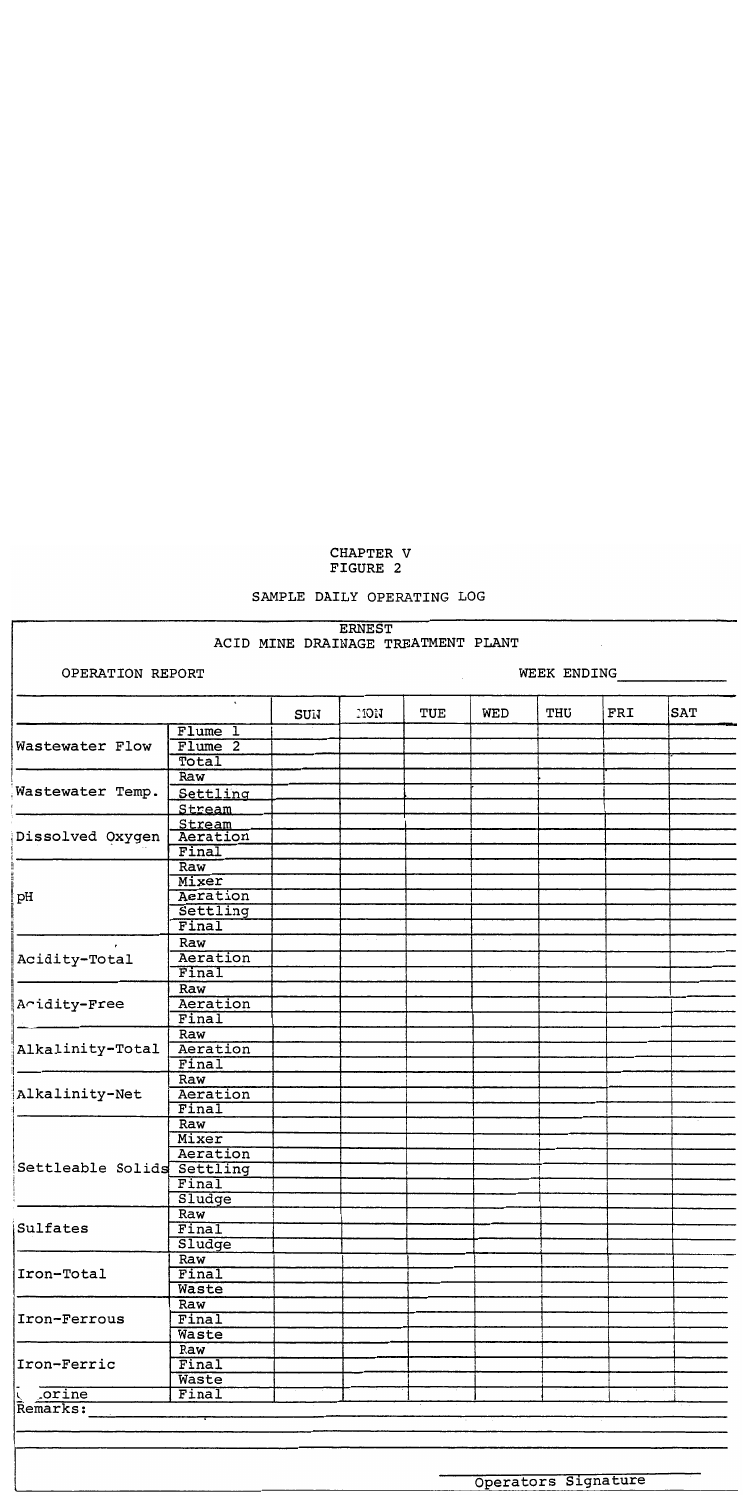CHAPTER V
FIGURE 2

SAMPLE DAILY OPERATING LOG

ERNEST
ACID MINE DRAINAGE TREATMENT PLANT

OPERATION REPORT

WEEK ENDING____________

| | | SUN | MON | TUE | WED | THU | FRI | SAT |
|---|---|---|---|---|---|---|---|---|
| Wastewater Flow | Flume 1 | | | | | | | |
| | Flume 2 | | | | | | | |
| | Total | | | | | | | |
| Wastewater Temp. | Raw | | | | | | | |
| | Settling | | | | | | | |
| | Stream | | | | | | | |
| Dissolved Oxygen | Stream | | | | | | | |
| | Aeration | | | | | | | |
| | Final | | | | | | | |
| pH | Raw | | | | | | | |
| | Mixer | | | | | | | |
| | Aeration | | | | | | | |
| | Settling | | | | | | | |
| | Final | | | | | | | |
| Acidity-Total | Raw | | | | | | | |
| | Aeration | | | | | | | |
| | Final | | | | | | | |
| Acidity-Free | Raw | | | | | | | |
| | Aeration | | | | | | | |
| | Final | | | | | | | |
| Alkalinity-Total | Raw | | | | | | | |
| | Aeration | | | | | | | |
| | Final | | | | | | | |
| Alkalinity-Net | Raw | | | | | | | |
| | Aeration | | | | | | | |
| | Final | | | | | | | |
| Settleable Solids | Raw | | | | | | | |
| | Mixer | | | | | | | |
| | Aeration | | | | | | | |
| | Settling | | | | | | | |
| | Final | | | | | | | |
| | Sludge | | | | | | | |
| Sulfates | Raw | | | | | | | |
| | Final | | | | | | | |
| | Sludge | | | | | | | |
| Iron-Total | Raw | | | | | | | |
| | Final | | | | | | | |
| | Waste | | | | | | | |
| Iron-Ferrous | Raw | | | | | | | |
| | Final | | | | | | | |
| | Waste | | | | | | | |
| Iron-Ferric | Raw | | | | | | | |
| | Final | | | | | | | |
| | Waste | | | | | | | |
| Chlorine | Final | | | | | | | |

Remarks:

Operators Signature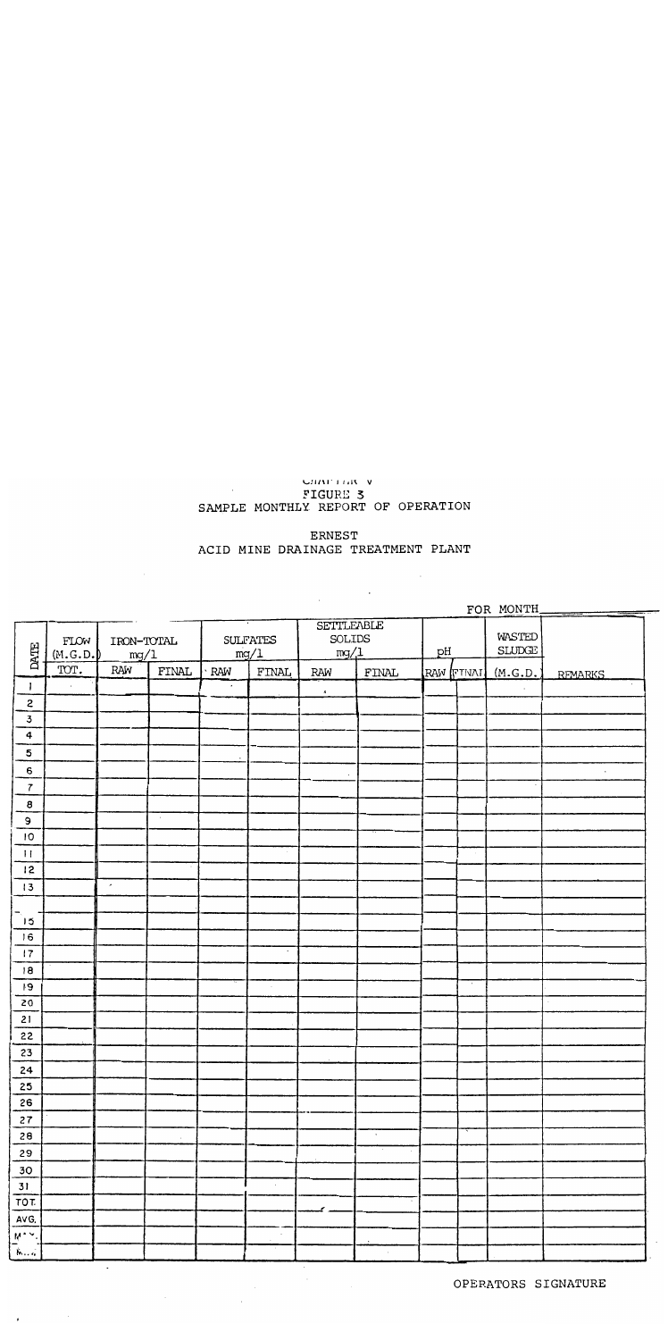CHAPTER V

FIGURE 3

SAMPLE MONTHLY REPORT OF OPERATION

ERNEST

ACID MINE DRAINAGE TREATMENT PLANT

FOR MONTH\_\_\_\_\_\_\_\_\_\_

| DATE | FLOW (M.G.D.) | IRON-TOTAL mg/l | | SULFATES mg/l | | SETTLEABLE SOLIDS mg/l | | pH | | WASTED SLUDGE | |
|---|---|---|---|---|---|---|---|---|---|---|---|
| | TOT. | RAW | FINAL | RAW | FINAL | RAW | FINAL | RAW | FINAL | (M.G.D.) | REMARKS |
| 1 | | | | | | | | | | | |
| 2 | | | | | | | | | | | |
| 3 | | | | | | | | | | | |
| 4 | | | | | | | | | | | |
| 5 | | | | | | | | | | | |
| 6 | | | | | | | | | | | |
| 7 | | | | | | | | | | | |
| 8 | | | | | | | | | | | |
| 9 | | | | | | | | | | | |
| 10 | | | | | | | | | | | |
| 11 | | | | | | | | | | | |
| 12 | | | | | | | | | | | |
| 13 | | | | | | | | | | | |
| | | | | | | | | | | | |
| 15 | | | | | | | | | | | |
| 16 | | | | | | | | | | | |
| 17 | | | | | | | | | | | |
| 18 | | | | | | | | | | | |
| 19 | | | | | | | | | | | |
| 20 | | | | | | | | | | | |
| 21 | | | | | | | | | | | |
| 22 | | | | | | | | | | | |
| 23 | | | | | | | | | | | |
| 24 | | | | | | | | | | | |
| 25 | | | | | | | | | | | |
| 26 | | | | | | | | | | | |
| 27 | | | | | | | | | | | |
| 28 | | | | | | | | | | | |
| 29 | | | | | | | | | | | |
| 30 | | | | | | | | | | | |
| 31 | | | | | | | | | | | |
| TOT. | | | | | | | | | | | |
| AVG. | | | | | | | | | | | |
| MAX. | | | | | | | | | | | |
| MIN. | | | | | | | | | | | |

OPERATORS SIGNATURE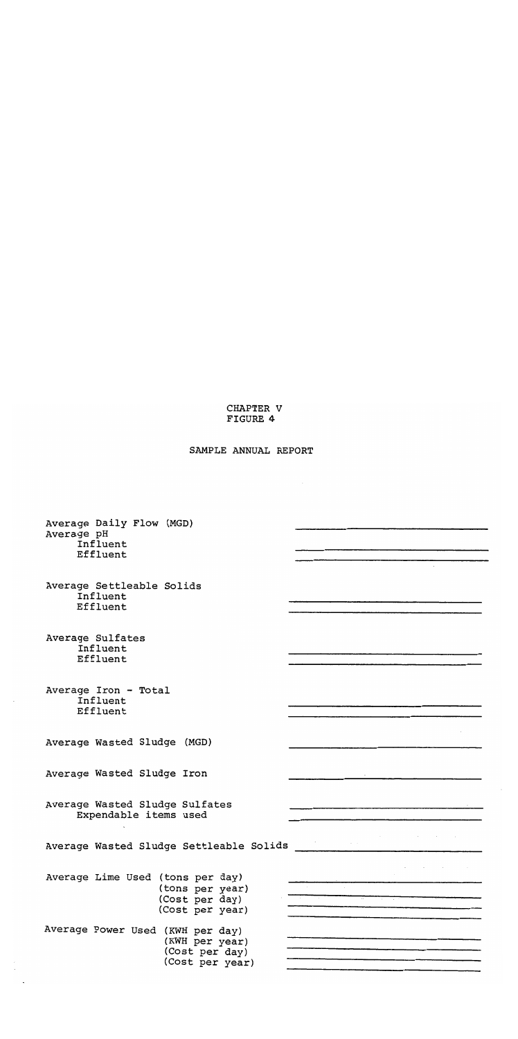CHAPTER V
FIGURE 4

SAMPLE ANNUAL REPORT

| | |
|---|---|
| Average Daily Flow (MGD) | ______________ |
| Average pH | |
| Influent | ______________ |
| Effluent | ______________ |
| Average Settleable Solids | |
| Influent | ______________ |
| Effluent | ______________ |
| Average Sulfates | |
| Influent | ______________ |
| Effluent | ______________ |
| Average Iron - Total | |
| Influent | ______________ |
| Effluent | ______________ |
| Average Wasted Sludge (MGD) | ______________ |
| Average Wasted Sludge Iron | ______________ |
| Average Wasted Sludge Sulfates | ______________ |
| Expendable items used | ______________ |
| Average Wasted Sludge Settleable Solids | ______________ |
| Average Lime Used (tons per day) | ______________ |
| (tons per year) | ______________ |
| (Cost per day) | ______________ |
| (Cost per year) | ______________ |
| Average Power Used (KWH per day) | ______________ |
| (KWH per year) | ______________ |
| (Cost per day) | ______________ |
| (Cost per year) | ______________ |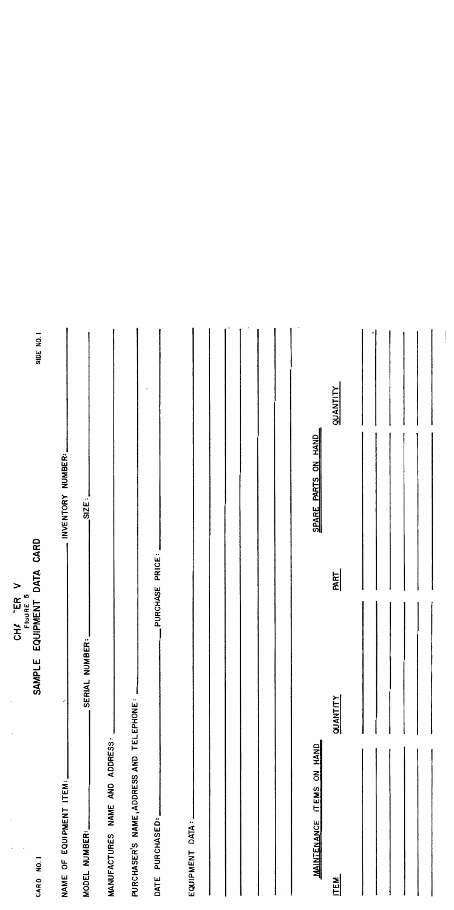CHAPTER V

FIGURE 5

# SAMPLE EQUIPMENT DATA CARD

CARD NO. I

SIDE NO. I

NAME OF EQUIPMENT ITEM: ______________________ INVENTORY NUMBER: ______________________

MODEL NUMBER: ______________ SERIAL NUMBER: ______________ SIZE: ______________

MANUFACTURES NAME AND ADDRESS: ______________________________________________

PURCHASER'S NAME, ADDRESS AND TELEPHONE: ______________________________________

DATE PURCHASED: ______________________ PURCHASE PRICE: ______________________

EQUIPMENT DATA: ______________________________________________________________

______________________________________________________________

______________________________________________________________

______________________________________________________________

______________________________________________________________

______________________________________________________________

**MAINTENANCE ITEMS ON HAND**

| ITEM | QUANTITY |
|---|---|
| | |
| | |
| | |
| | |
| | |

**SPARE PARTS ON HAND**

| PART | QUANTITY |
|---|---|
| | |
| | |
| | |
| | |
| | |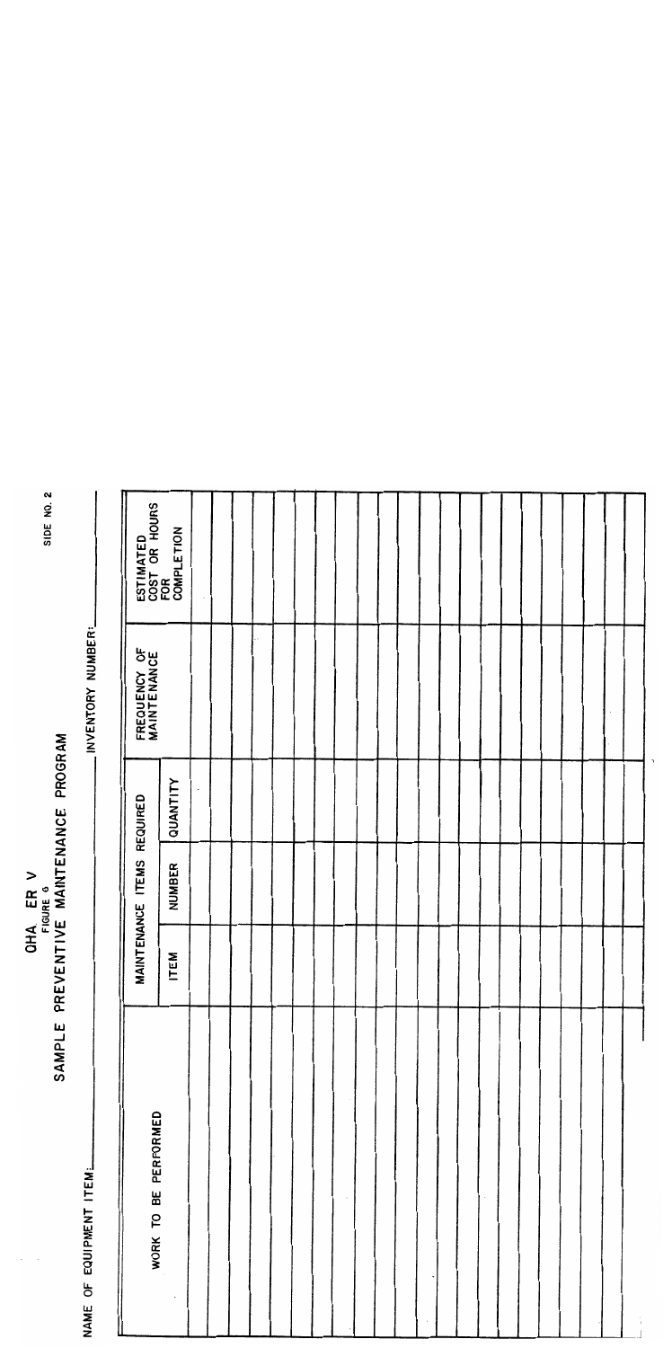CHAPTER V

FIGURE 6

SAMPLE PREVENTIVE MAINTENANCE PROGRAM

SIDE NO. 2

NAME OF EQUIPMENT ITEM: ____________________ INVENTORY NUMBER: ____________________

| WORK TO BE PERFORMED | MAINTENANCE ITEMS REQUIRED | | | FREQUENCY OF MAINTENANCE | ESTIMATED COST OR HOURS FOR COMPLETION |
|---|---|---|---|---|---|
| | ITEM | NUMBER | QUANTITY | | |
| | | | | | |
| | | | | | |
| | | | | | |
| | | | | | |
| | | | | | |
| | | | | | |
| | | | | | |
| | | | | | |
| | | | | | |
| | | | | | |
| | | | | | |
| | | | | | |
| | | | | | |
| | | | | | |
| | | | | | |
| | | | | | |
| | | | | | |
| | | | | | |
| | | | | | |
| | | | | | |
| | | | | | |
| | | | | | |
| | | | | | |
| | | | | | |
| | | | | | |
| | | | | | |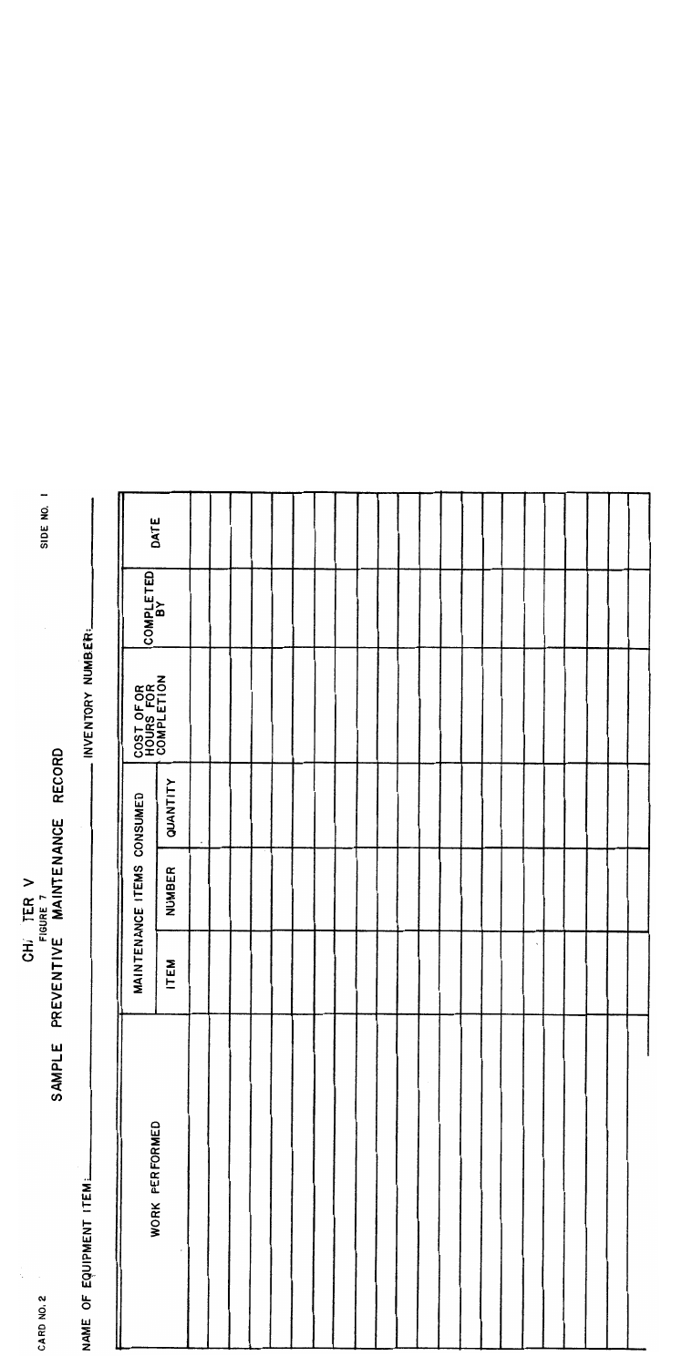CARD NO. 2

SIDE NO. 1

# CHAPTER V

FIGURE 7

## SAMPLE PREVENTIVE MAINTENANCE RECORD

NAME OF EQUIPMENT ITEM: ______________________ INVENTORY NUMBER: ______________________

| WORK PERFORMED | MAINTENANCE ITEMS CONSUMED | | | COST OF OR HOURS FOR COMPLETION | COMPLETED BY | DATE |
|---|---|---|---|---|---|---|
| | ITEM | NUMBER | QUANTITY | | | |
| | | | | | | |
| | | | | | | |
| | | | | | | |
| | | | | | | |
| | | | | | | |
| | | | | | | |
| | | | | | | |
| | | | | | | |
| | | | | | | |
| | | | | | | |
| | | | | | | |
| | | | | | | |
| | | | | | | |
| | | | | | | |
| | | | | | | |
| | | | | | | |
| | | | | | | |
| | | | | | | |
| | | | | | | |
| | | | | | | |
| | | | | | | |
| | | | | | | |
| | | | | | | |
| | | | | | | |
| | | | | | | |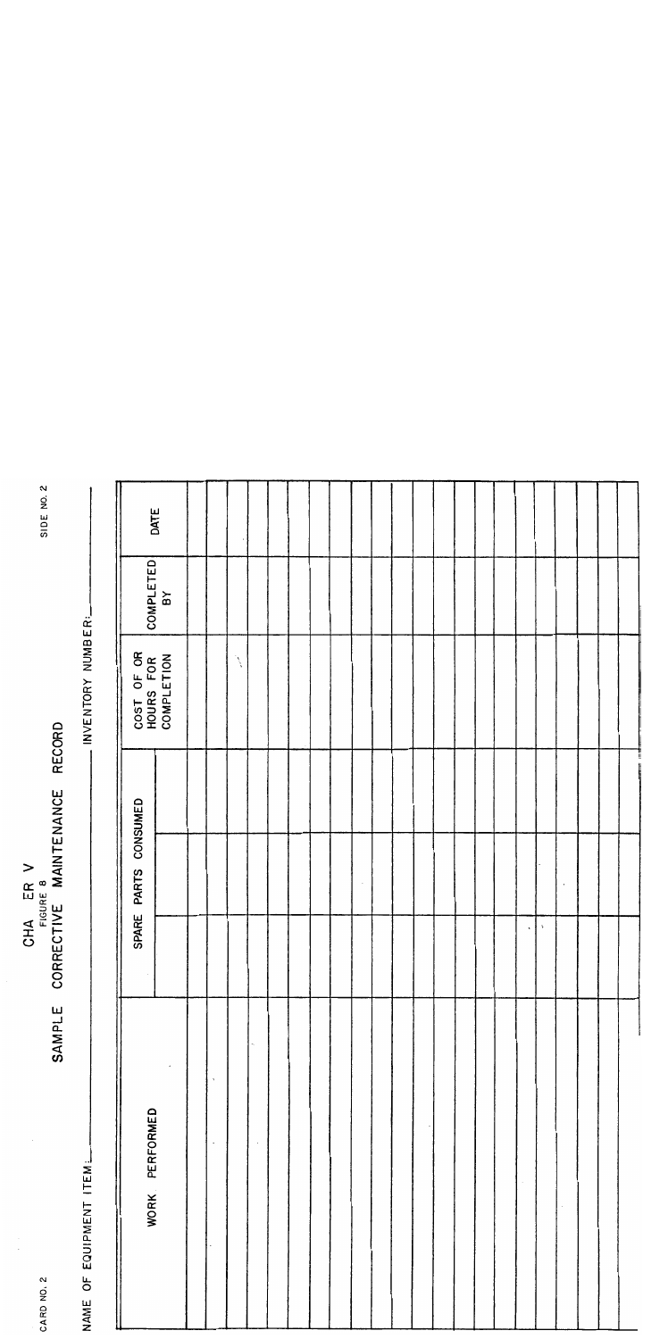CARD NO. 2

# CHA ER V

FIGURE 8

## SAMPLE CORRECTIVE MAINTENANCE RECORD

SIDE NO. 2

NAME OF EQUIPMENT ITEM:\_\_\_\_\_\_\_\_\_\_\_\_\_\_\_\_\_\_\_\_ INVENTORY NUMBER:\_\_\_\_\_\_\_\_\_\_\_\_\_\_\_\_\_\_\_\_

| WORK PERFORMED | SPARE PARTS CONSUMED | | | COST OF OR HOURS FOR COMPLETION | COMPLETED BY | DATE |
|---|---|---|---|---|---|---|
| | | | | | | |
| | | | | | | |
| | | | | | | |
| | | | | | | |
| | | | | | | |
| | | | | | | |
| | | | | | | |
| | | | | | | |
| | | | | | | |
| | | | | | | |
| | | | | | | |
| | | | | | | |
| | | | | | | |
| | | | | | | |
| | | | | | | |
| | | | | | | |
| | | | | | | |
| | | | | | | |
| | | | | | | |
| | | | | | | |
| | | | | | | |
| | | | | | | |
| | | | | | | |
| | | | | | | |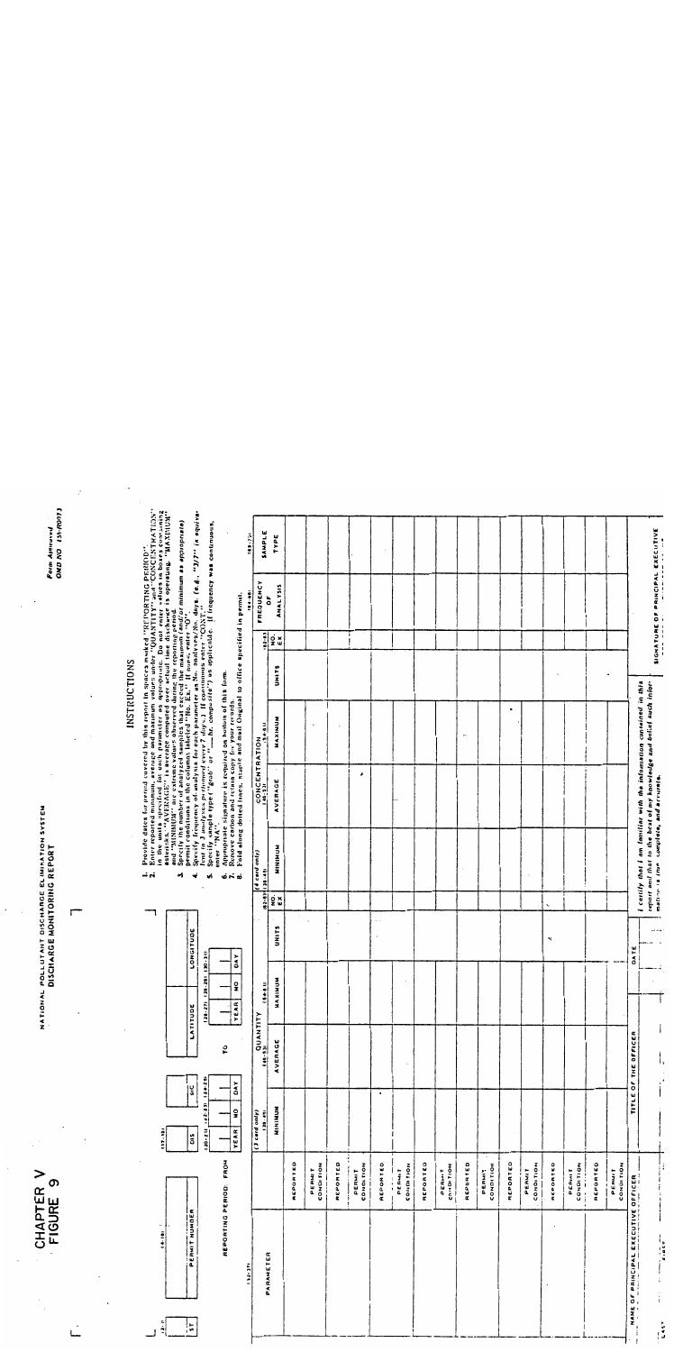# CHAPTER V
## FIGURE 9

NATIONAL POLLUTANT DISCHARGE ELIMINATION SYSTEM
DISCHARGE MONITORING REPORT

Form Approved
OMB NO 158-R0073

| ST | PERMIT NUMBER | DIS | SIC | LATITUDE | LONGITUDE |
|---|---|---|---|---|---|
| | | | | | |

REPORTING PERIOD: FROM YEAR MO DAY TO YEAR MO DAY

### INSTRUCTIONS

1. Provide dates for period covered by this report in spaces marked "REPORTING PERIOD".
2. Enter reported minimum, average and maximum values under "QUANTITY" and "CONCENTRATION" in the units specified for each parameter as appropriate. Do not enter values in boxes containing asterisks. "AVERAGE" is average computed over actual time discharge is operating. "MAXIMUM" and "MINIMUM" are extreme values observed during the reporting period.
3. Specify the number of analyzed samples that exceed the maximum (and/or minimum as appropriate) permit conditions in the columns labeled "No. Ex." If none, enter "0".
4. Specify frequency of analysis for each parameter as No. analyses/No. days. (e.g., "3/7" is equivalent to 3 analyses performed every 7 days.) If continuous, enter "CONT."
5. Specify sample type ("grab" or "— hr. composite") as applicable. If frequency was continuous, enter "NA".
6. Appropriate signature is required on bottom of this form.
7. Remove carbon and retain copy for your records.
8. Fold along dotted lines, staple and mail Original to office specified in permit.

| PARAMETER | | QUANTITY MINIMUM | QUANTITY AVERAGE | QUANTITY MAXIMUM | UNITS | NO. EX | CONCENTRATION MINIMUM | CONCENTRATION AVERAGE | CONCENTRATION MAXIMUM | UNITS | NO. EX | FREQUENCY OF ANALYSIS | SAMPLE TYPE |
|---|---|---|---|---|---|---|---|---|---|---|---|---|---|
| | REPORTED | | | | | | | | | | | | |
| | PERMIT CONDITION | | | | | | | | | | | | |
| | REPORTED | | | | | | | | | | | | |
| | PERMIT CONDITION | | | | | | | | | | | | |
| | REPORTED | | | | | | | | | | | | |
| | PERMIT CONDITION | | | | | | | | | | | | |
| | REPORTED | | | | | | | | | | | | |
| | PERMIT CONDITION | | | | | | | | | | | | |
| | REPORTED | | | | | | | | | | | | |
| | PERMIT CONDITION | | | | | | | | | | | | |
| | REPORTED | | | | | | | | | | | | |
| | PERMIT CONDITION | | | | | | | | | | | | |
| | REPORTED | | | | | | | | | | | | |
| | PERMIT CONDITION | | | | | | | | | | | | |
| | REPORTED | | | | | | | | | | | | |
| | PERMIT CONDITION | | | | | | | | | | | | |

| NAME OF PRINCIPAL EXECUTIVE OFFICER | TITLE OF THE OFFICER | DATE | I certify that I am familiar with the information contained in this report and that to the best of my knowledge and belief such information is true, complete, and accurate. | SIGNATURE OF PRINCIPAL EXECUTIVE OFFICER OR AUTHORIZED AGENT |
|---|---|---|---|---|
| | | | | |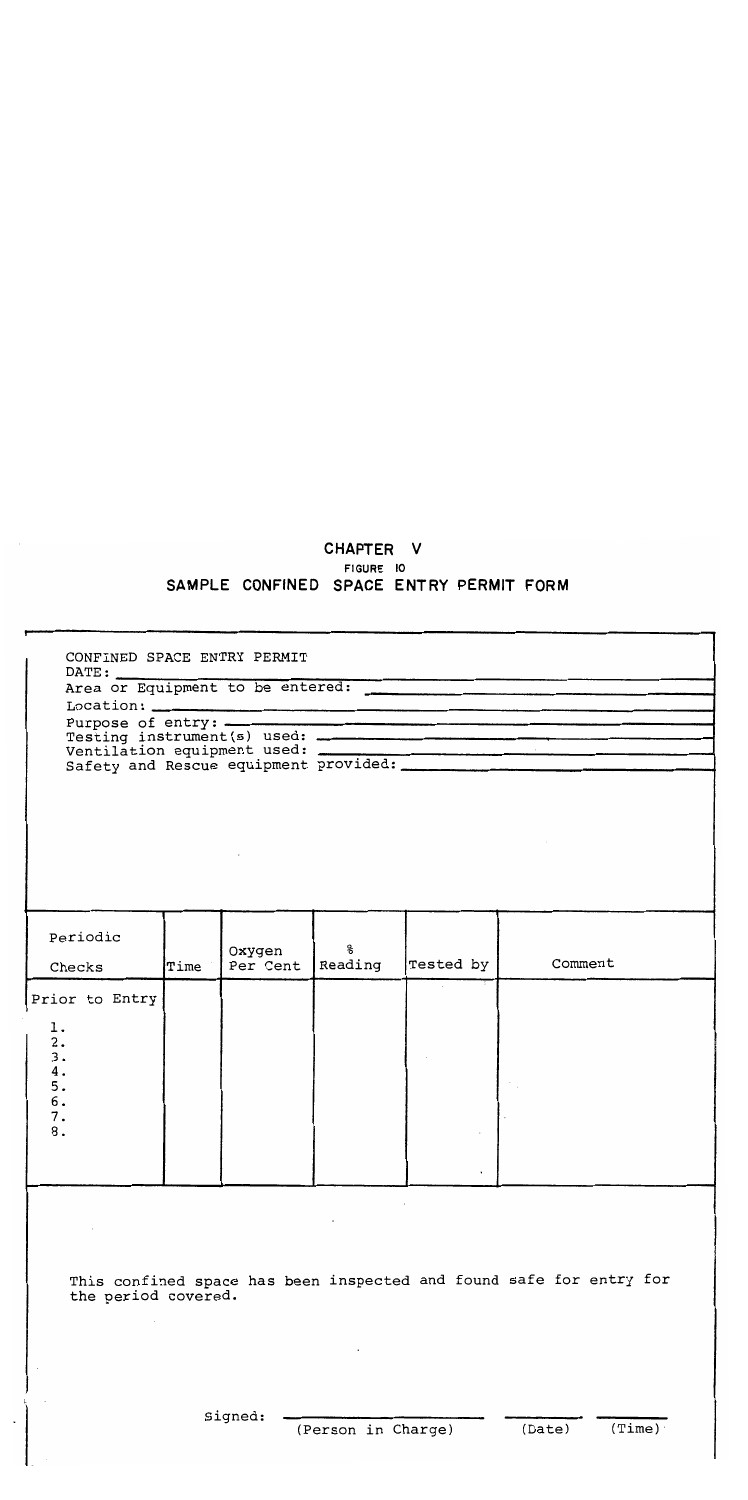# CHAPTER V

## FIGURE 10

## SAMPLE CONFINED SPACE ENTRY PERMIT FORM

CONFINED SPACE ENTRY PERMIT

DATE: \_\_\_\_\_\_\_\_\_\_\_\_\_\_\_\_\_\_\_\_\_\_\_\_\_\_\_\_\_\_\_\_\_\_\_\_\_\_\_\_

Area or Equipment to be entered: \_\_\_\_\_\_\_\_\_\_\_\_\_\_\_\_\_\_\_\_\_\_\_\_\_\_\_\_\_\_\_\_\_\_\_\_\_\_\_\_

Location: \_\_\_\_\_\_\_\_\_\_\_\_\_\_\_\_\_\_\_\_\_\_\_\_\_\_\_\_\_\_\_\_\_\_\_\_\_\_\_\_

Purpose of entry: \_\_\_\_\_\_\_\_\_\_\_\_\_\_\_\_\_\_\_\_\_\_\_\_\_\_\_\_\_\_\_\_\_\_\_\_\_\_\_\_

Testing instrument(s) used: \_\_\_\_\_\_\_\_\_\_\_\_\_\_\_\_\_\_\_\_\_\_\_\_\_\_\_\_\_\_\_\_\_\_\_\_\_\_\_\_

Ventilation equipment used: \_\_\_\_\_\_\_\_\_\_\_\_\_\_\_\_\_\_\_\_\_\_\_\_\_\_\_\_\_\_\_\_\_\_\_\_\_\_\_\_

Safety and Rescue equipment provided: \_\_\_\_\_\_\_\_\_\_\_\_\_\_\_\_\_\_\_\_\_\_\_\_\_\_\_\_\_\_\_\_\_\_\_\_\_\_\_\_

| Periodic Checks | Time | Oxygen Per Cent | % Reading | Tested by | Comment |
|---|---|---|---|---|---|
| Prior to Entry | | | | | |
| 1. | | | | | |
| 2. | | | | | |
| 3. | | | | | |
| 4. | | | | | |
| 5. | | | | | |
| 6. | | | | | |
| 7. | | | | | |
| 8. | | | | | |

This confined space has been inspected and found safe for entry for the period covered.

Signed: \_\_\_\_\_\_\_\_\_\_\_\_\_\_\_\_\_\_\_\_ \_\_\_\_\_\_\_\_\_\_ \_\_\_\_\_\_\_\_\_\_
(Person in Charge) (Date) (Time)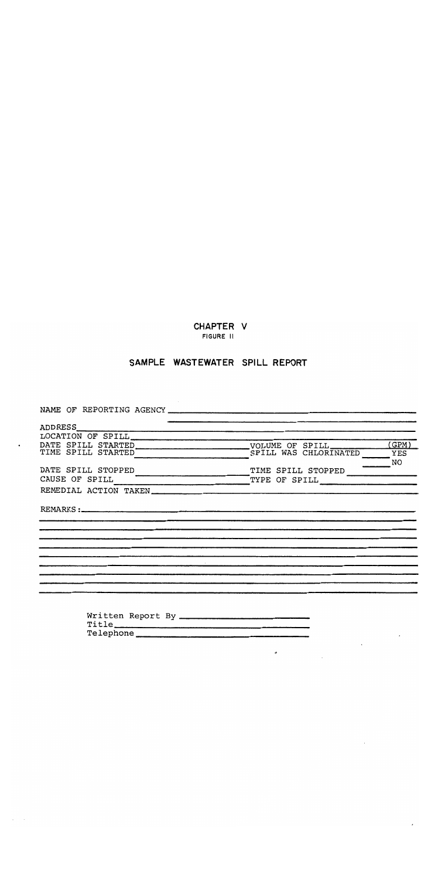# CHAPTER V

FIGURE II

## SAMPLE WASTEWATER SPILL REPORT

NAME OF REPORTING AGENCY ______________________________

ADDRESS ______________________________

LOCATION OF SPILL ______________________________

DATE SPILL STARTED ______________ VOLUME OF SPILL ______________ (GPM)

TIME SPILL STARTED ______________ SPILL WAS CHLORINATED ______ YES ______ NO

DATE SPILL STOPPED ______________ TIME SPILL STOPPED ______________

CAUSE OF SPILL ______________ TYPE OF SPILL ______________

REMEDIAL ACTION TAKEN ______________________________

REMARKS: ______________________________

______________________________

______________________________

______________________________

______________________________

______________________________

______________________________

Written Report By ______________________________

Title ______________________________

Telephone ______________________________